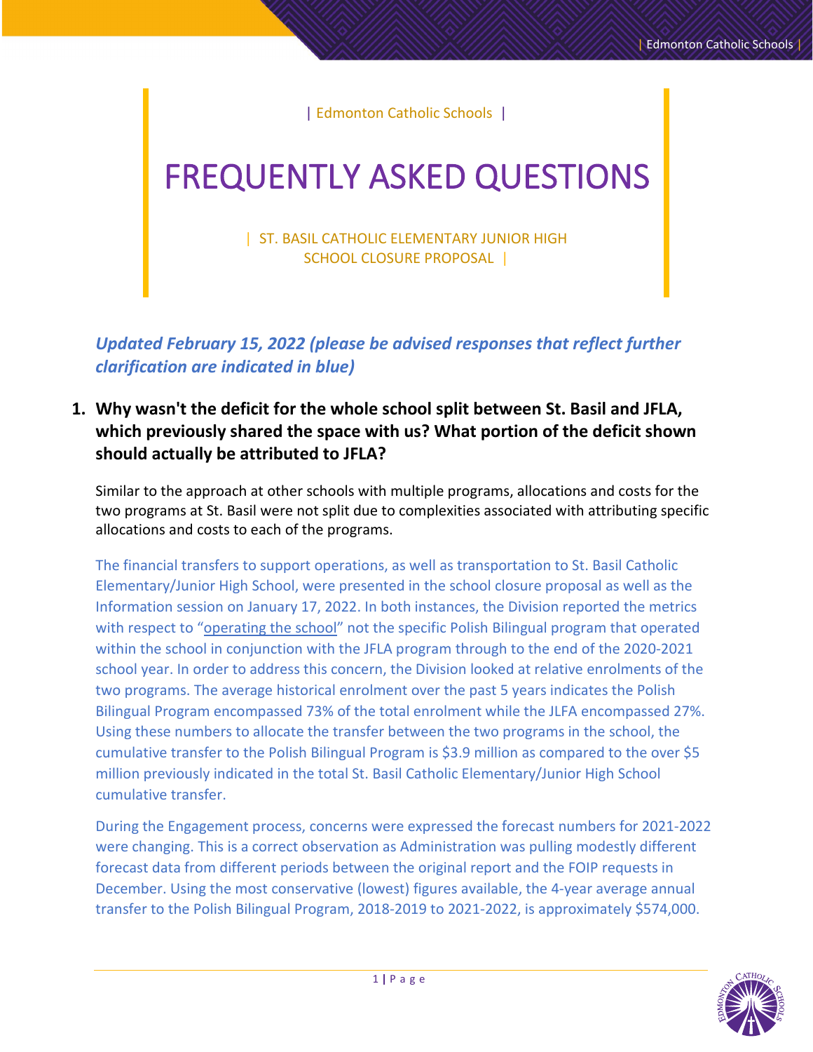| Edmonton Catholic Schools |

# FREQUENTLY ASKED QUESTIONS

| ST. BASIL CATHOLIC ELEMENTARY JUNIOR HIGH SCHOOL CLOSURE PROPOSAL |

***Updated February 15, 2022 (please be advised responses that reflect further clarification are indicated in blue)***

## 1. Why wasn't the deficit for the whole school split between St. Basil and JFLA, which previously shared the space with us? What portion of the deficit shown should actually be attributed to JFLA?

Similar to the approach at other schools with multiple programs, allocations and costs for the two programs at St. Basil were not split due to complexities associated with attributing specific allocations and costs to each of the programs.

The financial transfers to support operations, as well as transportation to St. Basil Catholic Elementary/Junior High School, were presented in the school closure proposal as well as the Information session on January 17, 2022. In both instances, the Division reported the metrics with respect to "operating the school" not the specific Polish Bilingual program that operated within the school in conjunction with the JFLA program through to the end of the 2020-2021 school year. In order to address this concern, the Division looked at relative enrolments of the two programs. The average historical enrolment over the past 5 years indicates the Polish Bilingual Program encompassed 73% of the total enrolment while the JLFA encompassed 27%. Using these numbers to allocate the transfer between the two programs in the school, the cumulative transfer to the Polish Bilingual Program is $3.9 million as compared to the over $5 million previously indicated in the total St. Basil Catholic Elementary/Junior High School cumulative transfer.

During the Engagement process, concerns were expressed the forecast numbers for 2021-2022 were changing. This is a correct observation as Administration was pulling modestly different forecast data from different periods between the original report and the FOIP requests in December. Using the most conservative (lowest) figures available, the 4-year average annual transfer to the Polish Bilingual Program, 2018-2019 to 2021-2022, is approximately $574,000.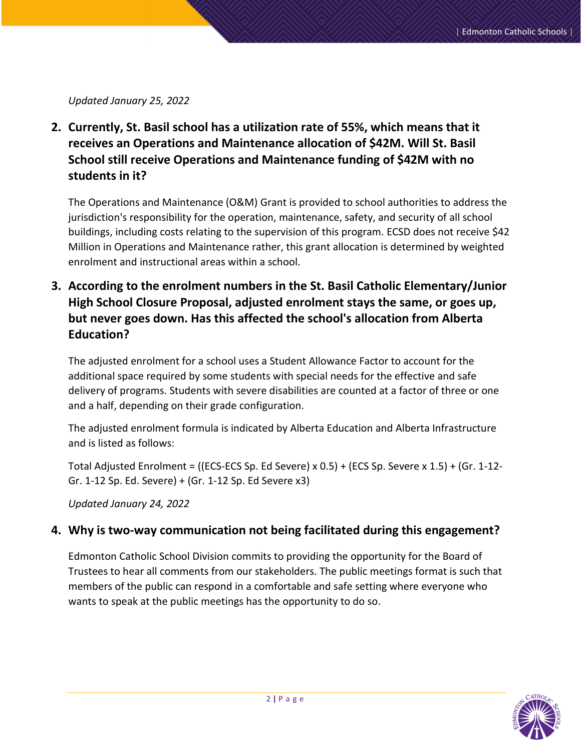*Updated January 25, 2022*

2. **Currently, St. Basil school has a utilization rate of 55%, which means that it receives an Operations and Maintenance allocation of $42M. Will St. Basil School still receive Operations and Maintenance funding of $42M with no students in it?**

   The Operations and Maintenance (O&M) Grant is provided to school authorities to address the jurisdiction's responsibility for the operation, maintenance, safety, and security of all school buildings, including costs relating to the supervision of this program. ECSD does not receive $42 Million in Operations and Maintenance rather, this grant allocation is determined by weighted enrolment and instructional areas within a school.

3. **According to the enrolment numbers in the St. Basil Catholic Elementary/Junior High School Closure Proposal, adjusted enrolment stays the same, or goes up, but never goes down. Has this affected the school's allocation from Alberta Education?**

   The adjusted enrolment for a school uses a Student Allowance Factor to account for the additional space required by some students with special needs for the effective and safe delivery of programs. Students with severe disabilities are counted at a factor of three or one and a half, depending on their grade configuration.

   The adjusted enrolment formula is indicated by Alberta Education and Alberta Infrastructure and is listed as follows:

   Total Adjusted Enrolment = ((ECS-ECS Sp. Ed Severe) x 0.5) + (ECS Sp. Severe x 1.5) + (Gr. 1-12-Gr. 1-12 Sp. Ed. Severe) + (Gr. 1-12 Sp. Ed Severe x3)

*Updated January 24, 2022*

4. **Why is two-way communication not being facilitated during this engagement?**

   Edmonton Catholic School Division commits to providing the opportunity for the Board of Trustees to hear all comments from our stakeholders. The public meetings format is such that members of the public can respond in a comfortable and safe setting where everyone who wants to speak at the public meetings has the opportunity to do so.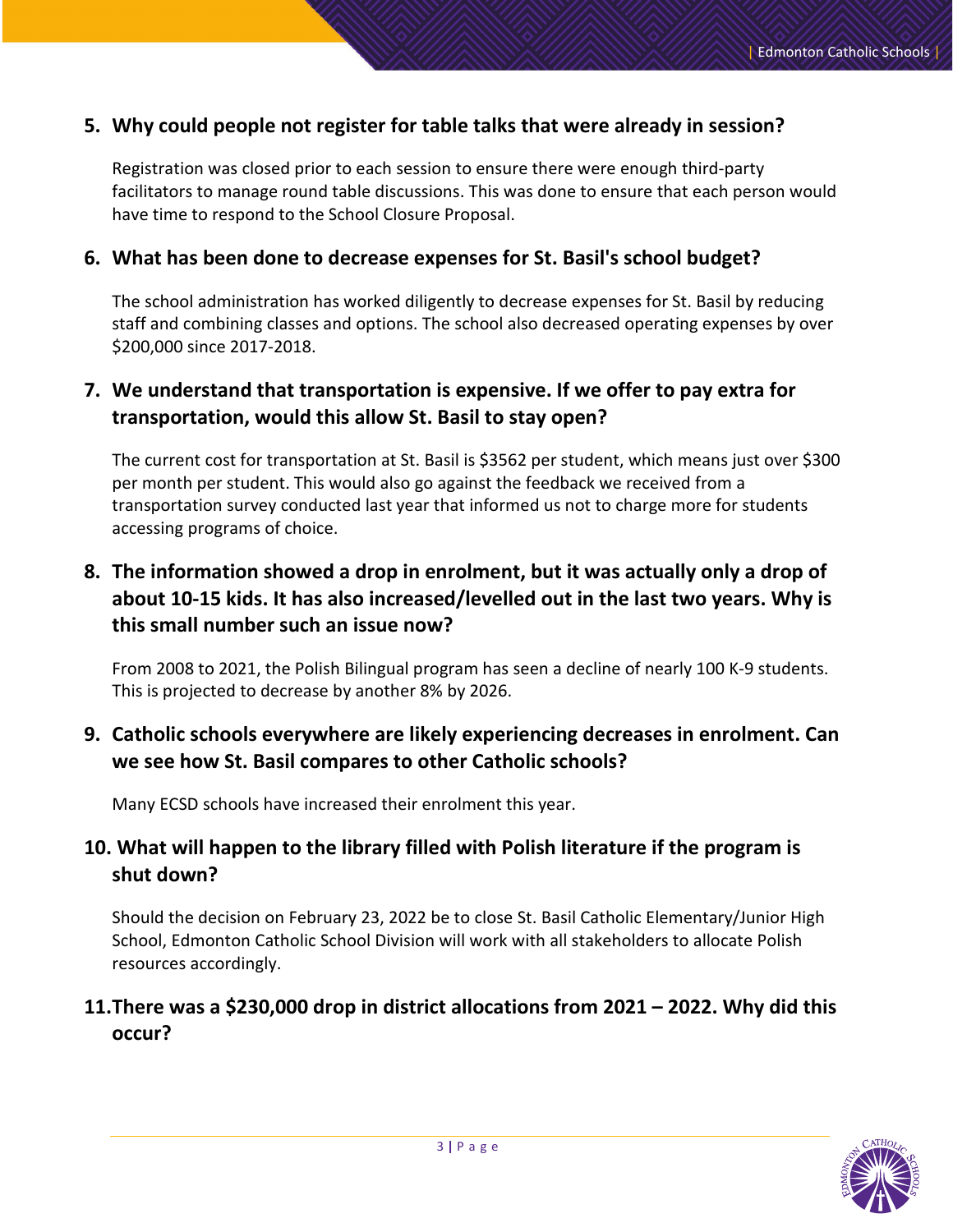## 5. Why could people not register for table talks that were already in session?

Registration was closed prior to each session to ensure there were enough third-party facilitators to manage round table discussions. This was done to ensure that each person would have time to respond to the School Closure Proposal.

## 6. What has been done to decrease expenses for St. Basil's school budget?

The school administration has worked diligently to decrease expenses for St. Basil by reducing staff and combining classes and options. The school also decreased operating expenses by over $200,000 since 2017-2018.

## 7. We understand that transportation is expensive. If we offer to pay extra for transportation, would this allow St. Basil to stay open?

The current cost for transportation at St. Basil is $3562 per student, which means just over $300 per month per student. This would also go against the feedback we received from a transportation survey conducted last year that informed us not to charge more for students accessing programs of choice.

## 8. The information showed a drop in enrolment, but it was actually only a drop of about 10-15 kids. It has also increased/levelled out in the last two years. Why is this small number such an issue now?

From 2008 to 2021, the Polish Bilingual program has seen a decline of nearly 100 K-9 students. This is projected to decrease by another 8% by 2026.

## 9. Catholic schools everywhere are likely experiencing decreases in enrolment. Can we see how St. Basil compares to other Catholic schools?

Many ECSD schools have increased their enrolment this year.

## 10. What will happen to the library filled with Polish literature if the program is shut down?

Should the decision on February 23, 2022 be to close St. Basil Catholic Elementary/Junior High School, Edmonton Catholic School Division will work with all stakeholders to allocate Polish resources accordingly.

## 11. There was a $230,000 drop in district allocations from 2021 – 2022. Why did this occur?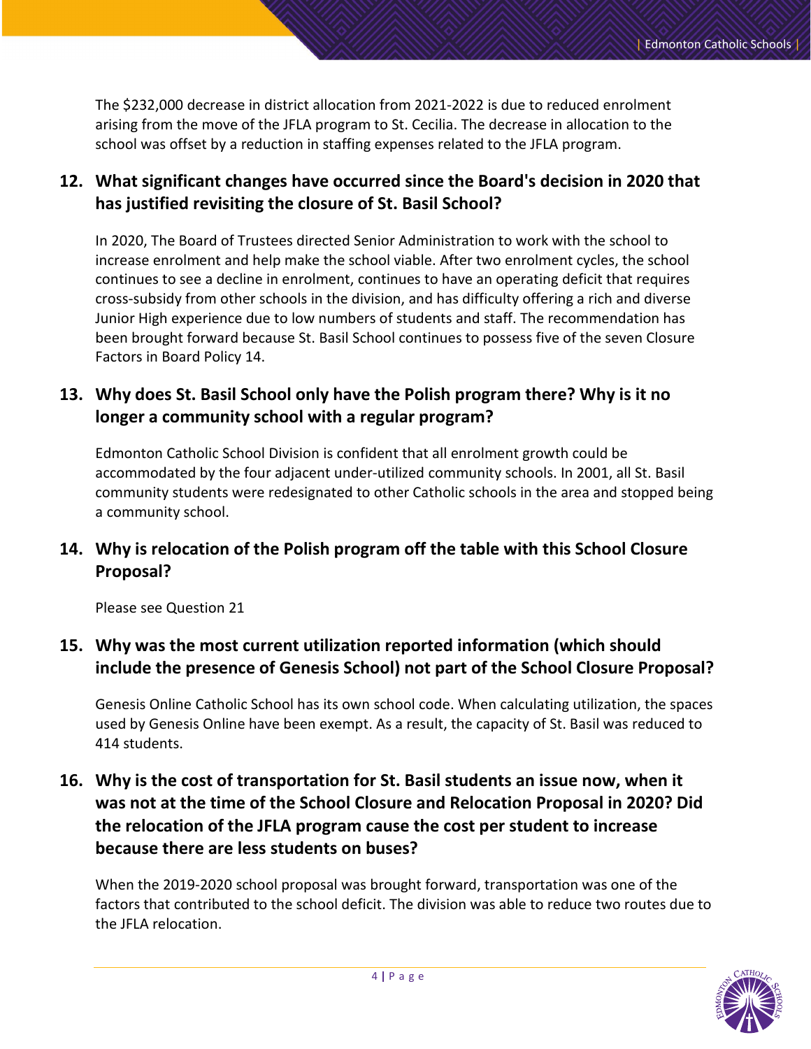The $232,000 decrease in district allocation from 2021-2022 is due to reduced enrolment arising from the move of the JFLA program to St. Cecilia. The decrease in allocation to the school was offset by a reduction in staffing expenses related to the JFLA program.

## 12. What significant changes have occurred since the Board's decision in 2020 that has justified revisiting the closure of St. Basil School?

In 2020, The Board of Trustees directed Senior Administration to work with the school to increase enrolment and help make the school viable. After two enrolment cycles, the school continues to see a decline in enrolment, continues to have an operating deficit that requires cross-subsidy from other schools in the division, and has difficulty offering a rich and diverse Junior High experience due to low numbers of students and staff. The recommendation has been brought forward because St. Basil School continues to possess five of the seven Closure Factors in Board Policy 14.

## 13. Why does St. Basil School only have the Polish program there? Why is it no longer a community school with a regular program?

Edmonton Catholic School Division is confident that all enrolment growth could be accommodated by the four adjacent under-utilized community schools. In 2001, all St. Basil community students were redesignated to other Catholic schools in the area and stopped being a community school.

## 14. Why is relocation of the Polish program off the table with this School Closure Proposal?

Please see Question 21

## 15. Why was the most current utilization reported information (which should include the presence of Genesis School) not part of the School Closure Proposal?

Genesis Online Catholic School has its own school code. When calculating utilization, the spaces used by Genesis Online have been exempt. As a result, the capacity of St. Basil was reduced to 414 students.

## 16. Why is the cost of transportation for St. Basil students an issue now, when it was not at the time of the School Closure and Relocation Proposal in 2020? Did the relocation of the JFLA program cause the cost per student to increase because there are less students on buses?

When the 2019-2020 school proposal was brought forward, transportation was one of the factors that contributed to the school deficit. The division was able to reduce two routes due to the JFLA relocation.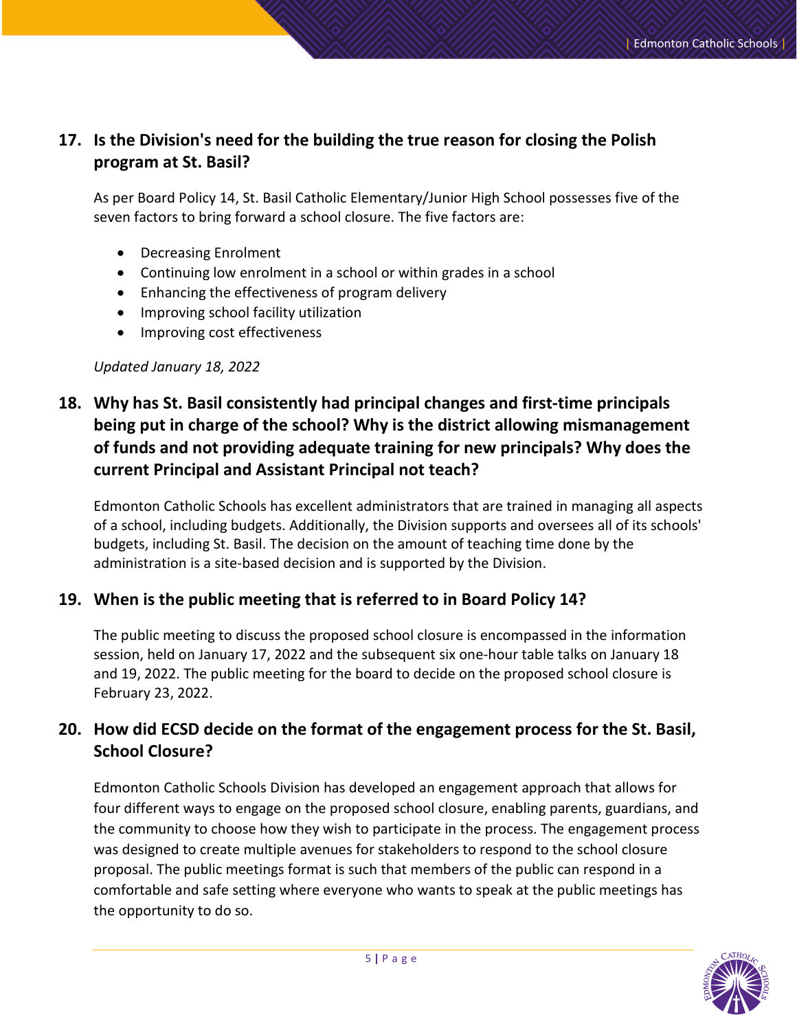## 17. Is the Division's need for the building the true reason for closing the Polish program at St. Basil?

As per Board Policy 14, St. Basil Catholic Elementary/Junior High School possesses five of the seven factors to bring forward a school closure. The five factors are:

- Decreasing Enrolment
- Continuing low enrolment in a school or within grades in a school
- Enhancing the effectiveness of program delivery
- Improving school facility utilization
- Improving cost effectiveness

*Updated January 18, 2022*

## 18. Why has St. Basil consistently had principal changes and first-time principals being put in charge of the school? Why is the district allowing mismanagement of funds and not providing adequate training for new principals? Why does the current Principal and Assistant Principal not teach?

Edmonton Catholic Schools has excellent administrators that are trained in managing all aspects of a school, including budgets. Additionally, the Division supports and oversees all of its schools' budgets, including St. Basil. The decision on the amount of teaching time done by the administration is a site-based decision and is supported by the Division.

## 19. When is the public meeting that is referred to in Board Policy 14?

The public meeting to discuss the proposed school closure is encompassed in the information session, held on January 17, 2022 and the subsequent six one-hour table talks on January 18 and 19, 2022. The public meeting for the board to decide on the proposed school closure is February 23, 2022.

## 20. How did ECSD decide on the format of the engagement process for the St. Basil, School Closure?

Edmonton Catholic Schools Division has developed an engagement approach that allows for four different ways to engage on the proposed school closure, enabling parents, guardians, and the community to choose how they wish to participate in the process. The engagement process was designed to create multiple avenues for stakeholders to respond to the school closure proposal. The public meetings format is such that members of the public can respond in a comfortable and safe setting where everyone who wants to speak at the public meetings has the opportunity to do so.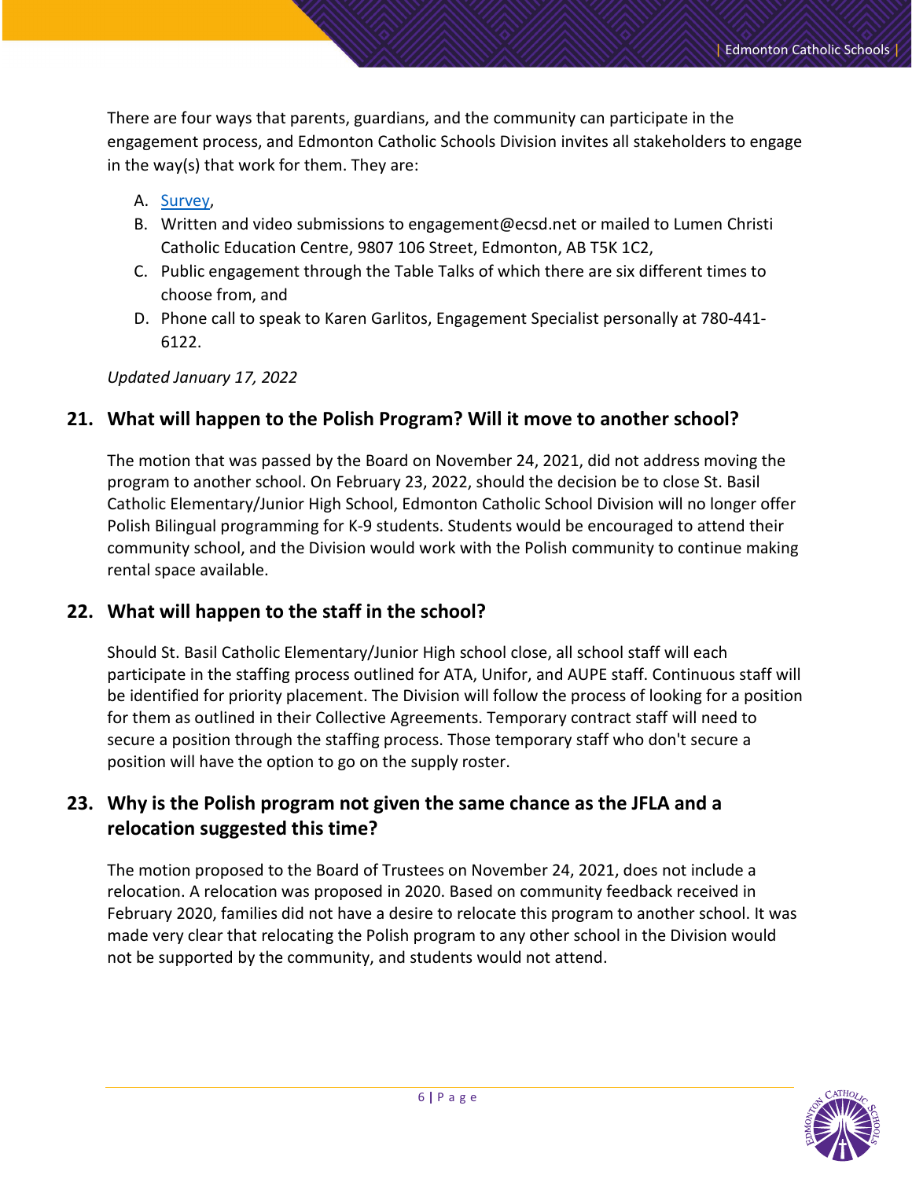There are four ways that parents, guardians, and the community can participate in the engagement process, and Edmonton Catholic Schools Division invites all stakeholders to engage in the way(s) that work for them. They are:

A. Survey,
B. Written and video submissions to engagement@ecsd.net or mailed to Lumen Christi Catholic Education Centre, 9807 106 Street, Edmonton, AB T5K 1C2,
C. Public engagement through the Table Talks of which there are six different times to choose from, and
D. Phone call to speak to Karen Garlitos, Engagement Specialist personally at 780-441-6122.

*Updated January 17, 2022*

## 21. What will happen to the Polish Program? Will it move to another school?

The motion that was passed by the Board on November 24, 2021, did not address moving the program to another school. On February 23, 2022, should the decision be to close St. Basil Catholic Elementary/Junior High School, Edmonton Catholic School Division will no longer offer Polish Bilingual programming for K-9 students. Students would be encouraged to attend their community school, and the Division would work with the Polish community to continue making rental space available.

## 22. What will happen to the staff in the school?

Should St. Basil Catholic Elementary/Junior High school close, all school staff will each participate in the staffing process outlined for ATA, Unifor, and AUPE staff. Continuous staff will be identified for priority placement. The Division will follow the process of looking for a position for them as outlined in their Collective Agreements. Temporary contract staff will need to secure a position through the staffing process. Those temporary staff who don't secure a position will have the option to go on the supply roster.

## 23. Why is the Polish program not given the same chance as the JFLA and a relocation suggested this time?

The motion proposed to the Board of Trustees on November 24, 2021, does not include a relocation. A relocation was proposed in 2020. Based on community feedback received in February 2020, families did not have a desire to relocate this program to another school. It was made very clear that relocating the Polish program to any other school in the Division would not be supported by the community, and students would not attend.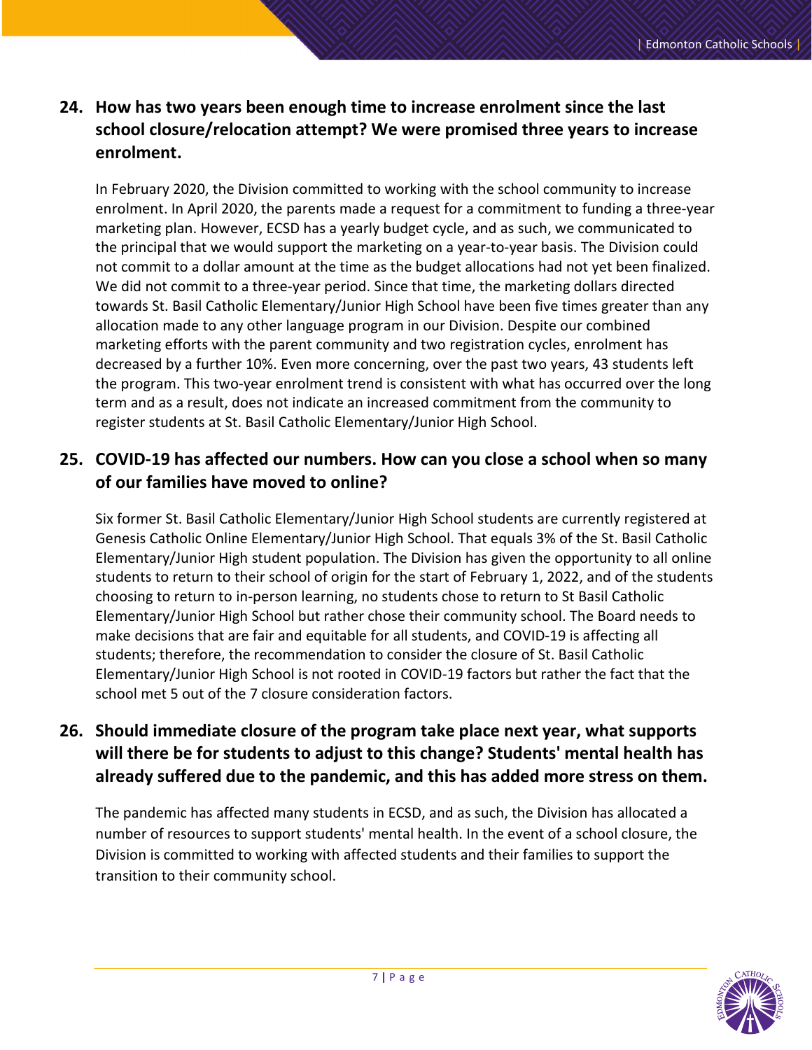**24. How has two years been enough time to increase enrolment since the last school closure/relocation attempt? We were promised three years to increase enrolment.**

In February 2020, the Division committed to working with the school community to increase enrolment. In April 2020, the parents made a request for a commitment to funding a three-year marketing plan. However, ECSD has a yearly budget cycle, and as such, we communicated to the principal that we would support the marketing on a year-to-year basis. The Division could not commit to a dollar amount at the time as the budget allocations had not yet been finalized. We did not commit to a three-year period. Since that time, the marketing dollars directed towards St. Basil Catholic Elementary/Junior High School have been five times greater than any allocation made to any other language program in our Division. Despite our combined marketing efforts with the parent community and two registration cycles, enrolment has decreased by a further 10%. Even more concerning, over the past two years, 43 students left the program. This two-year enrolment trend is consistent with what has occurred over the long term and as a result, does not indicate an increased commitment from the community to register students at St. Basil Catholic Elementary/Junior High School.

**25. COVID-19 has affected our numbers. How can you close a school when so many of our families have moved to online?**

Six former St. Basil Catholic Elementary/Junior High School students are currently registered at Genesis Catholic Online Elementary/Junior High School. That equals 3% of the St. Basil Catholic Elementary/Junior High student population. The Division has given the opportunity to all online students to return to their school of origin for the start of February 1, 2022, and of the students choosing to return to in-person learning, no students chose to return to St Basil Catholic Elementary/Junior High School but rather chose their community school. The Board needs to make decisions that are fair and equitable for all students, and COVID-19 is affecting all students; therefore, the recommendation to consider the closure of St. Basil Catholic Elementary/Junior High School is not rooted in COVID-19 factors but rather the fact that the school met 5 out of the 7 closure consideration factors.

**26. Should immediate closure of the program take place next year, what supports will there be for students to adjust to this change? Students' mental health has already suffered due to the pandemic, and this has added more stress on them.**

The pandemic has affected many students in ECSD, and as such, the Division has allocated a number of resources to support students' mental health. In the event of a school closure, the Division is committed to working with affected students and their families to support the transition to their community school.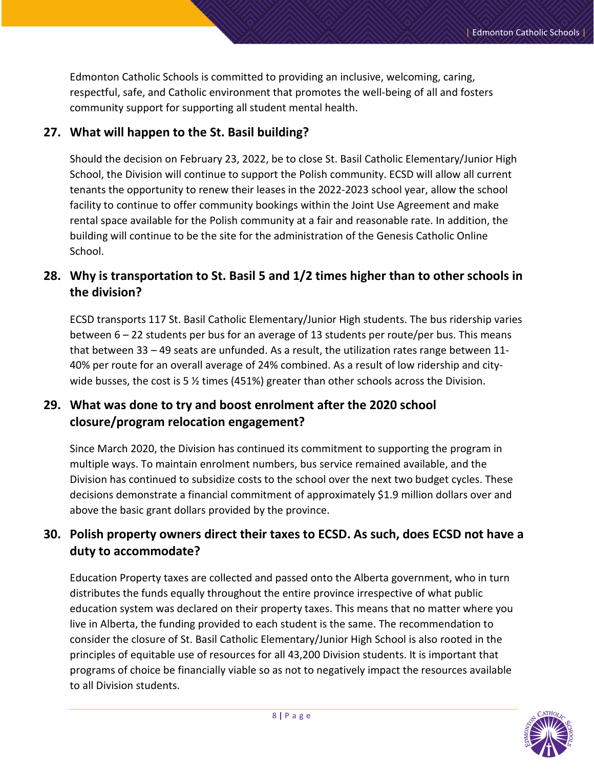Edmonton Catholic Schools is committed to providing an inclusive, welcoming, caring, respectful, safe, and Catholic environment that promotes the well-being of all and fosters community support for supporting all student mental health.

## 27. What will happen to the St. Basil building?

Should the decision on February 23, 2022, be to close St. Basil Catholic Elementary/Junior High School, the Division will continue to support the Polish community. ECSD will allow all current tenants the opportunity to renew their leases in the 2022-2023 school year, allow the school facility to continue to offer community bookings within the Joint Use Agreement and make rental space available for the Polish community at a fair and reasonable rate. In addition, the building will continue to be the site for the administration of the Genesis Catholic Online School.

## 28. Why is transportation to St. Basil 5 and 1/2 times higher than to other schools in the division?

ECSD transports 117 St. Basil Catholic Elementary/Junior High students. The bus ridership varies between 6 – 22 students per bus for an average of 13 students per route/per bus. This means that between 33 – 49 seats are unfunded. As a result, the utilization rates range between 11-40% per route for an overall average of 24% combined. As a result of low ridership and city-wide busses, the cost is 5 ½ times (451%) greater than other schools across the Division.

## 29. What was done to try and boost enrolment after the 2020 school closure/program relocation engagement?

Since March 2020, the Division has continued its commitment to supporting the program in multiple ways. To maintain enrolment numbers, bus service remained available, and the Division has continued to subsidize costs to the school over the next two budget cycles. These decisions demonstrate a financial commitment of approximately $1.9 million dollars over and above the basic grant dollars provided by the province.

## 30. Polish property owners direct their taxes to ECSD. As such, does ECSD not have a duty to accommodate?

Education Property taxes are collected and passed onto the Alberta government, who in turn distributes the funds equally throughout the entire province irrespective of what public education system was declared on their property taxes. This means that no matter where you live in Alberta, the funding provided to each student is the same. The recommendation to consider the closure of St. Basil Catholic Elementary/Junior High School is also rooted in the principles of equitable use of resources for all 43,200 Division students. It is important that programs of choice be financially viable so as not to negatively impact the resources available to all Division students.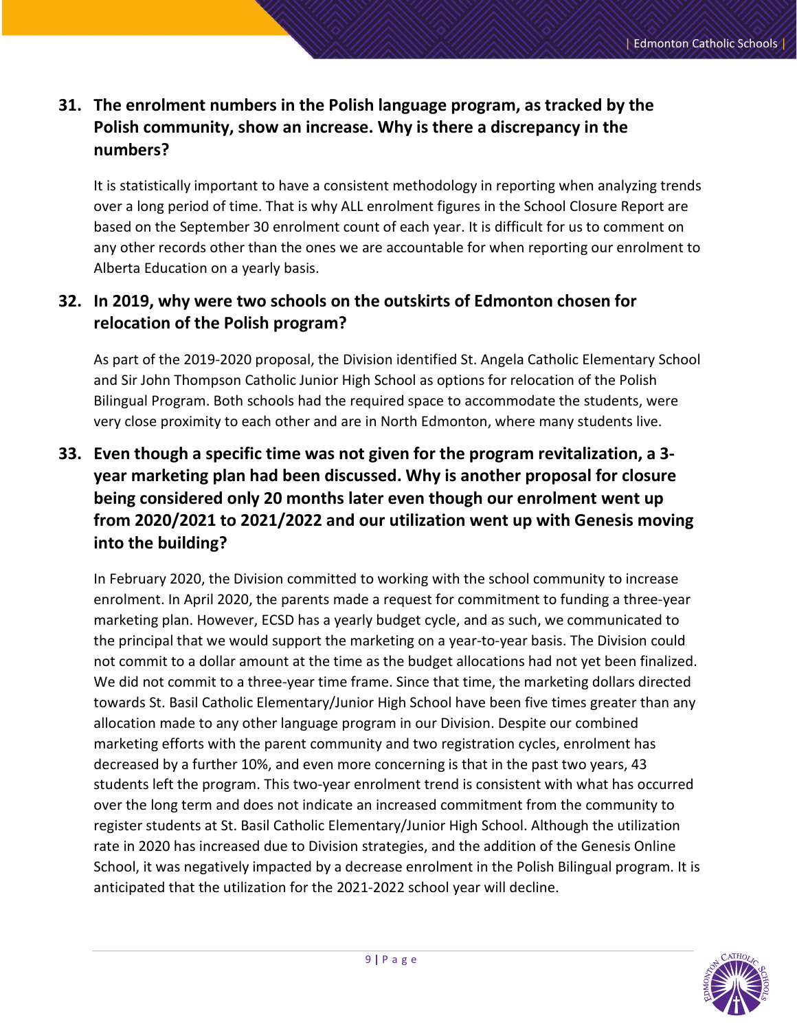## 31. The enrolment numbers in the Polish language program, as tracked by the Polish community, show an increase. Why is there a discrepancy in the numbers?

It is statistically important to have a consistent methodology in reporting when analyzing trends over a long period of time. That is why ALL enrolment figures in the School Closure Report are based on the September 30 enrolment count of each year. It is difficult for us to comment on any other records other than the ones we are accountable for when reporting our enrolment to Alberta Education on a yearly basis.

## 32. In 2019, why were two schools on the outskirts of Edmonton chosen for relocation of the Polish program?

As part of the 2019-2020 proposal, the Division identified St. Angela Catholic Elementary School and Sir John Thompson Catholic Junior High School as options for relocation of the Polish Bilingual Program. Both schools had the required space to accommodate the students, were very close proximity to each other and are in North Edmonton, where many students live.

## 33. Even though a specific time was not given for the program revitalization, a 3-year marketing plan had been discussed. Why is another proposal for closure being considered only 20 months later even though our enrolment went up from 2020/2021 to 2021/2022 and our utilization went up with Genesis moving into the building?

In February 2020, the Division committed to working with the school community to increase enrolment. In April 2020, the parents made a request for commitment to funding a three-year marketing plan. However, ECSD has a yearly budget cycle, and as such, we communicated to the principal that we would support the marketing on a year-to-year basis. The Division could not commit to a dollar amount at the time as the budget allocations had not yet been finalized. We did not commit to a three-year time frame. Since that time, the marketing dollars directed towards St. Basil Catholic Elementary/Junior High School have been five times greater than any allocation made to any other language program in our Division. Despite our combined marketing efforts with the parent community and two registration cycles, enrolment has decreased by a further 10%, and even more concerning is that in the past two years, 43 students left the program. This two-year enrolment trend is consistent with what has occurred over the long term and does not indicate an increased commitment from the community to register students at St. Basil Catholic Elementary/Junior High School. Although the utilization rate in 2020 has increased due to Division strategies, and the addition of the Genesis Online School, it was negatively impacted by a decrease enrolment in the Polish Bilingual program. It is anticipated that the utilization for the 2021-2022 school year will decline.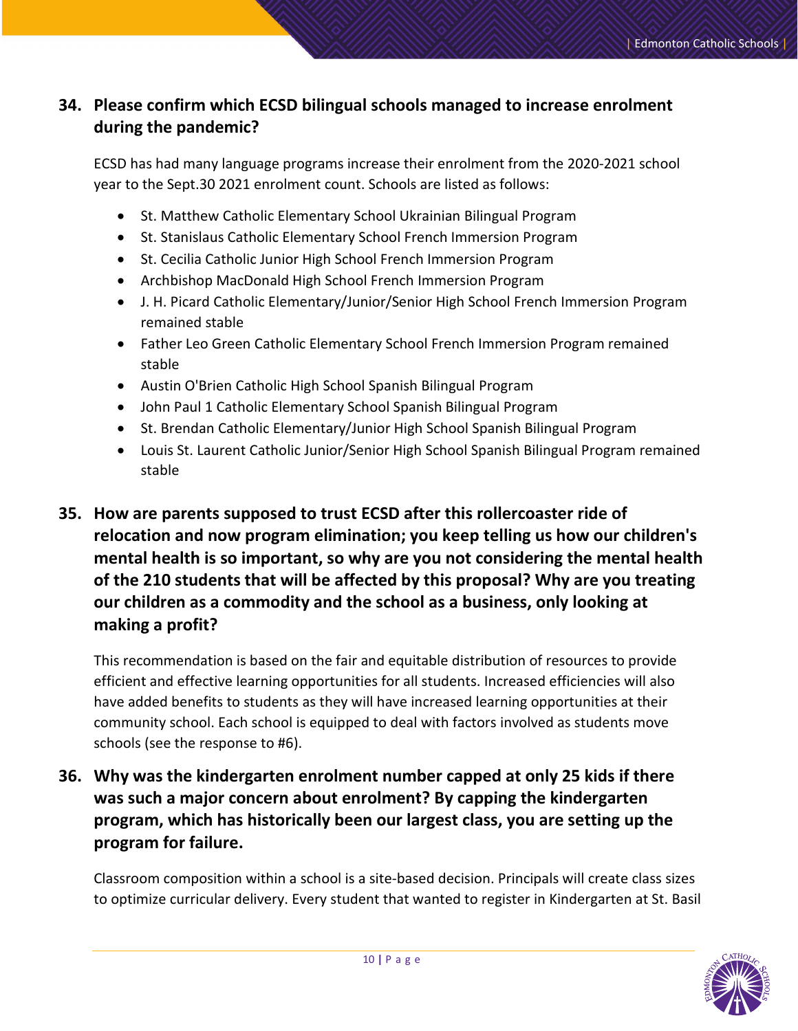**34. Please confirm which ECSD bilingual schools managed to increase enrolment during the pandemic?**

ECSD has had many language programs increase their enrolment from the 2020-2021 school year to the Sept.30 2021 enrolment count. Schools are listed as follows:

- St. Matthew Catholic Elementary School Ukrainian Bilingual Program
- St. Stanislaus Catholic Elementary School French Immersion Program
- St. Cecilia Catholic Junior High School French Immersion Program
- Archbishop MacDonald High School French Immersion Program
- J. H. Picard Catholic Elementary/Junior/Senior High School French Immersion Program remained stable
- Father Leo Green Catholic Elementary School French Immersion Program remained stable
- Austin O'Brien Catholic High School Spanish Bilingual Program
- John Paul 1 Catholic Elementary School Spanish Bilingual Program
- St. Brendan Catholic Elementary/Junior High School Spanish Bilingual Program
- Louis St. Laurent Catholic Junior/Senior High School Spanish Bilingual Program remained stable

**35. How are parents supposed to trust ECSD after this rollercoaster ride of relocation and now program elimination; you keep telling us how our children's mental health is so important, so why are you not considering the mental health of the 210 students that will be affected by this proposal? Why are you treating our children as a commodity and the school as a business, only looking at making a profit?**

This recommendation is based on the fair and equitable distribution of resources to provide efficient and effective learning opportunities for all students. Increased efficiencies will also have added benefits to students as they will have increased learning opportunities at their community school. Each school is equipped to deal with factors involved as students move schools (see the response to #6).

**36. Why was the kindergarten enrolment number capped at only 25 kids if there was such a major concern about enrolment? By capping the kindergarten program, which has historically been our largest class, you are setting up the program for failure.**

Classroom composition within a school is a site-based decision. Principals will create class sizes to optimize curricular delivery. Every student that wanted to register in Kindergarten at St. Basil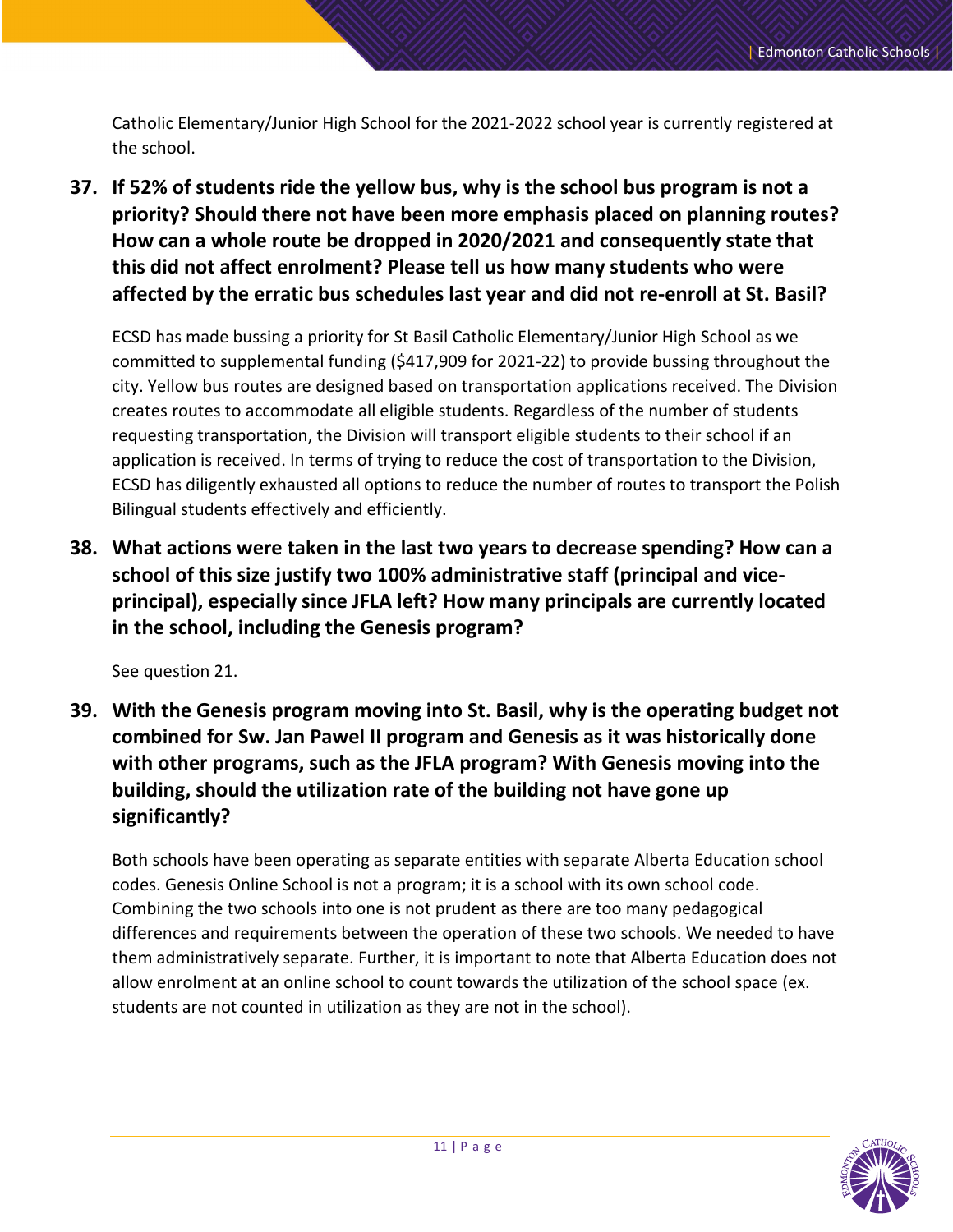Catholic Elementary/Junior High School for the 2021-2022 school year is currently registered at the school.

**37. If 52% of students ride the yellow bus, why is the school bus program is not a priority? Should there not have been more emphasis placed on planning routes? How can a whole route be dropped in 2020/2021 and consequently state that this did not affect enrolment? Please tell us how many students who were affected by the erratic bus schedules last year and did not re-enroll at St. Basil?**

ECSD has made bussing a priority for St Basil Catholic Elementary/Junior High School as we committed to supplemental funding ($417,909 for 2021-22) to provide bussing throughout the city. Yellow bus routes are designed based on transportation applications received. The Division creates routes to accommodate all eligible students. Regardless of the number of students requesting transportation, the Division will transport eligible students to their school if an application is received. In terms of trying to reduce the cost of transportation to the Division, ECSD has diligently exhausted all options to reduce the number of routes to transport the Polish Bilingual students effectively and efficiently.

**38. What actions were taken in the last two years to decrease spending? How can a school of this size justify two 100% administrative staff (principal and vice-principal), especially since JFLA left? How many principals are currently located in the school, including the Genesis program?**

See question 21.

**39. With the Genesis program moving into St. Basil, why is the operating budget not combined for Sw. Jan Pawel II program and Genesis as it was historically done with other programs, such as the JFLA program? With Genesis moving into the building, should the utilization rate of the building not have gone up significantly?**

Both schools have been operating as separate entities with separate Alberta Education school codes. Genesis Online School is not a program; it is a school with its own school code. Combining the two schools into one is not prudent as there are too many pedagogical differences and requirements between the operation of these two schools. We needed to have them administratively separate. Further, it is important to note that Alberta Education does not allow enrolment at an online school to count towards the utilization of the school space (ex. students are not counted in utilization as they are not in the school).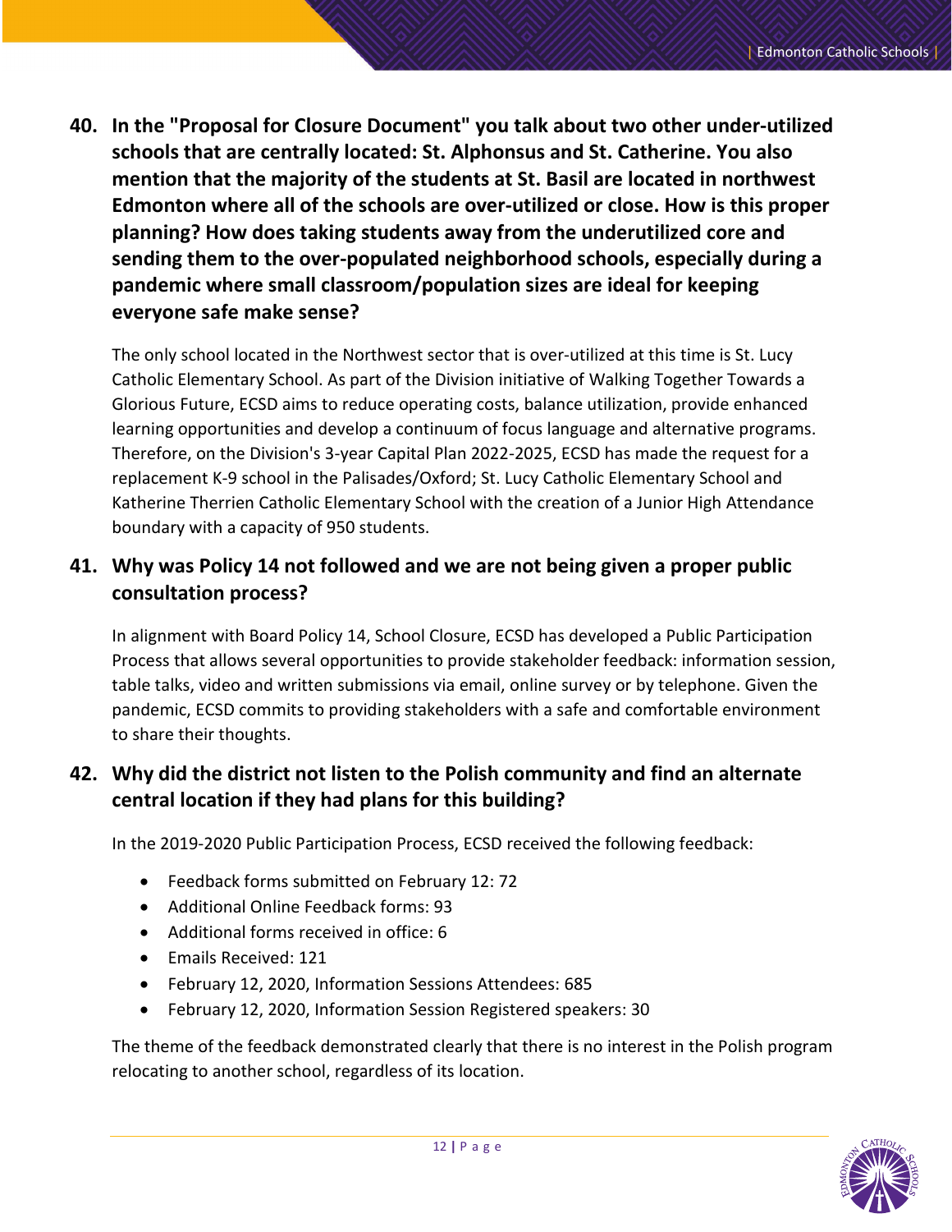**40. In the "Proposal for Closure Document" you talk about two other under-utilized schools that are centrally located: St. Alphonsus and St. Catherine. You also mention that the majority of the students at St. Basil are located in northwest Edmonton where all of the schools are over-utilized or close. How is this proper planning? How does taking students away from the underutilized core and sending them to the over-populated neighborhood schools, especially during a pandemic where small classroom/population sizes are ideal for keeping everyone safe make sense?**

The only school located in the Northwest sector that is over-utilized at this time is St. Lucy Catholic Elementary School. As part of the Division initiative of Walking Together Towards a Glorious Future, ECSD aims to reduce operating costs, balance utilization, provide enhanced learning opportunities and develop a continuum of focus language and alternative programs. Therefore, on the Division's 3-year Capital Plan 2022-2025, ECSD has made the request for a replacement K-9 school in the Palisades/Oxford; St. Lucy Catholic Elementary School and Katherine Therrien Catholic Elementary School with the creation of a Junior High Attendance boundary with a capacity of 950 students.

**41. Why was Policy 14 not followed and we are not being given a proper public consultation process?**

In alignment with Board Policy 14, School Closure, ECSD has developed a Public Participation Process that allows several opportunities to provide stakeholder feedback: information session, table talks, video and written submissions via email, online survey or by telephone. Given the pandemic, ECSD commits to providing stakeholders with a safe and comfortable environment to share their thoughts.

**42. Why did the district not listen to the Polish community and find an alternate central location if they had plans for this building?**

In the 2019-2020 Public Participation Process, ECSD received the following feedback:

- Feedback forms submitted on February 12: 72
- Additional Online Feedback forms: 93
- Additional forms received in office: 6
- Emails Received: 121
- February 12, 2020, Information Sessions Attendees: 685
- February 12, 2020, Information Session Registered speakers: 30

The theme of the feedback demonstrated clearly that there is no interest in the Polish program relocating to another school, regardless of its location.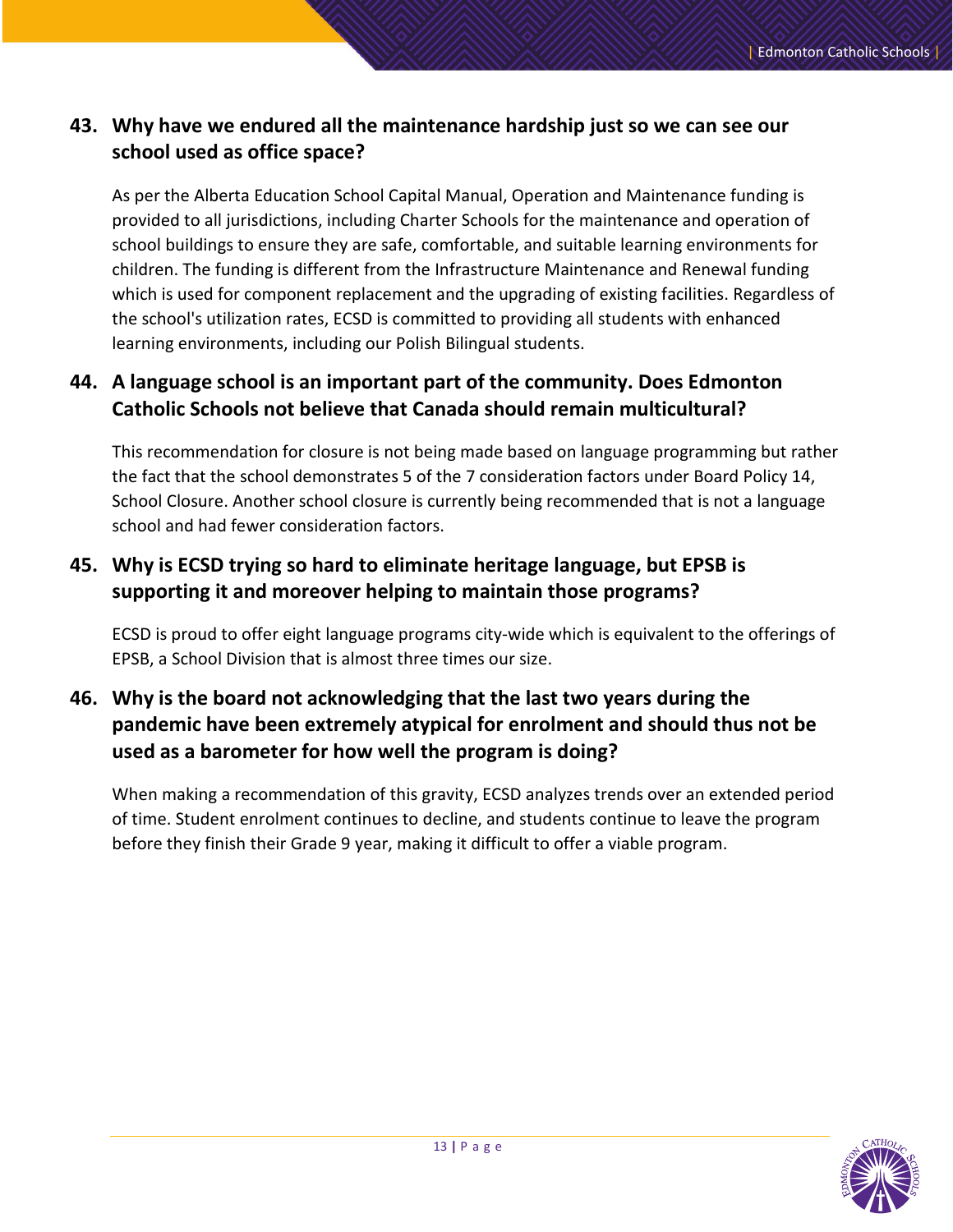### 43. Why have we endured all the maintenance hardship just so we can see our school used as office space?

As per the Alberta Education School Capital Manual, Operation and Maintenance funding is provided to all jurisdictions, including Charter Schools for the maintenance and operation of school buildings to ensure they are safe, comfortable, and suitable learning environments for children. The funding is different from the Infrastructure Maintenance and Renewal funding which is used for component replacement and the upgrading of existing facilities. Regardless of the school's utilization rates, ECSD is committed to providing all students with enhanced learning environments, including our Polish Bilingual students.

### 44. A language school is an important part of the community. Does Edmonton Catholic Schools not believe that Canada should remain multicultural?

This recommendation for closure is not being made based on language programming but rather the fact that the school demonstrates 5 of the 7 consideration factors under Board Policy 14, School Closure. Another school closure is currently being recommended that is not a language school and had fewer consideration factors.

### 45. Why is ECSD trying so hard to eliminate heritage language, but EPSB is supporting it and moreover helping to maintain those programs?

ECSD is proud to offer eight language programs city-wide which is equivalent to the offerings of EPSB, a School Division that is almost three times our size.

### 46. Why is the board not acknowledging that the last two years during the pandemic have been extremely atypical for enrolment and should thus not be used as a barometer for how well the program is doing?

When making a recommendation of this gravity, ECSD analyzes trends over an extended period of time. Student enrolment continues to decline, and students continue to leave the program before they finish their Grade 9 year, making it difficult to offer a viable program.